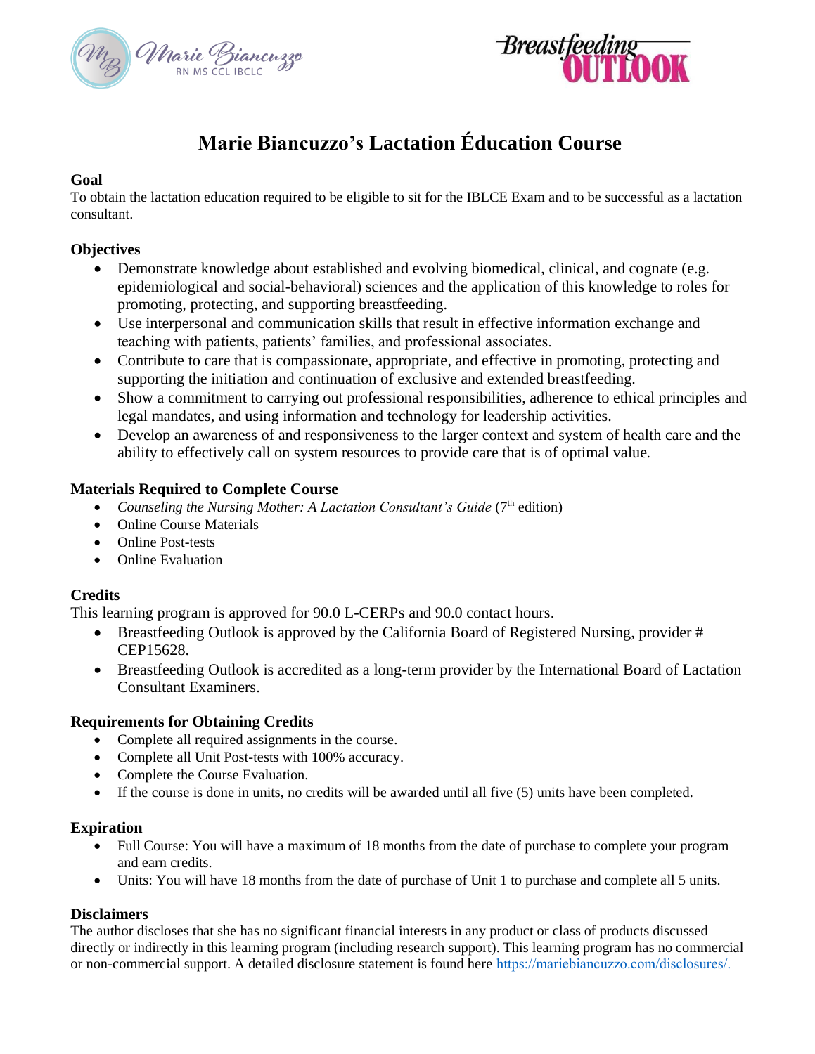# Marie Biancuzzo's Lactation Éducation Course

### Goal

To obtain the lactation education required to be eligible to sit for the IBLCE Exam and to be successful as a lactation consultant.

### Objectives

- Demonstrate knowledge about established and evolving biomedical, clinical, and cognate (e.g. epidemiological and social-behavioral) sciences and the application of this knowledge to roles for promoting, protecting, and supporting breastfeeding.
- Use interpersonal and communication skills that result in effective information exchange and teaching with patients, patients' families, and professional associates.
- Contribute to care that is compassionate, appropriate, and effective in promoting, protecting and supporting the initiation and continuation of exclusive and extended breastfeeding.
- Show a commitment to carrying out professional responsibilities, adherence to ethical principles and legal mandates, and using information and technology for leadership activities.
- Develop an awareness of and responsiveness to the larger context and system of health care and the ability to effectively call on system resources to provide care that is of optimal value.

### Materials Required to Complete Course

- *Counseling the Nursing Mother: A Lactation Consultant's Guide* (7th edition)
- Online Course Materials
- Online Post-tests
- Online Evaluation

### Credits

This learning program is approved for 90.0 L-CERPs and 90.0 contact hours.

- Breastfeeding Outlook is approved by the California Board of Registered Nursing, provider # CEP15628.
- Breastfeeding Outlook is accredited as a long-term provider by the International Board of Lactation Consultant Examiners.

### Requirements for Obtaining Credits

- Complete all required assignments in the course.
- Complete all Unit Post-tests with 100% accuracy.
- Complete the Course Evaluation.
- If the course is done in units, no credits will be awarded until all five (5) units have been completed.

### Expiration

- Full Course: You will have a maximum of 18 months from the date of purchase to complete your program and earn credits.
- Units: You will have 18 months from the date of purchase of Unit 1 to purchase and complete all 5 units.

### Disclaimers

The author discloses that she has no significant financial interests in any product or class of products discussed directly or indirectly in this learning program (including research support). This learning program has no commercial or non-commercial support. A detailed disclosure statement is found here https://mariebiancuzzo.com/disclosures/.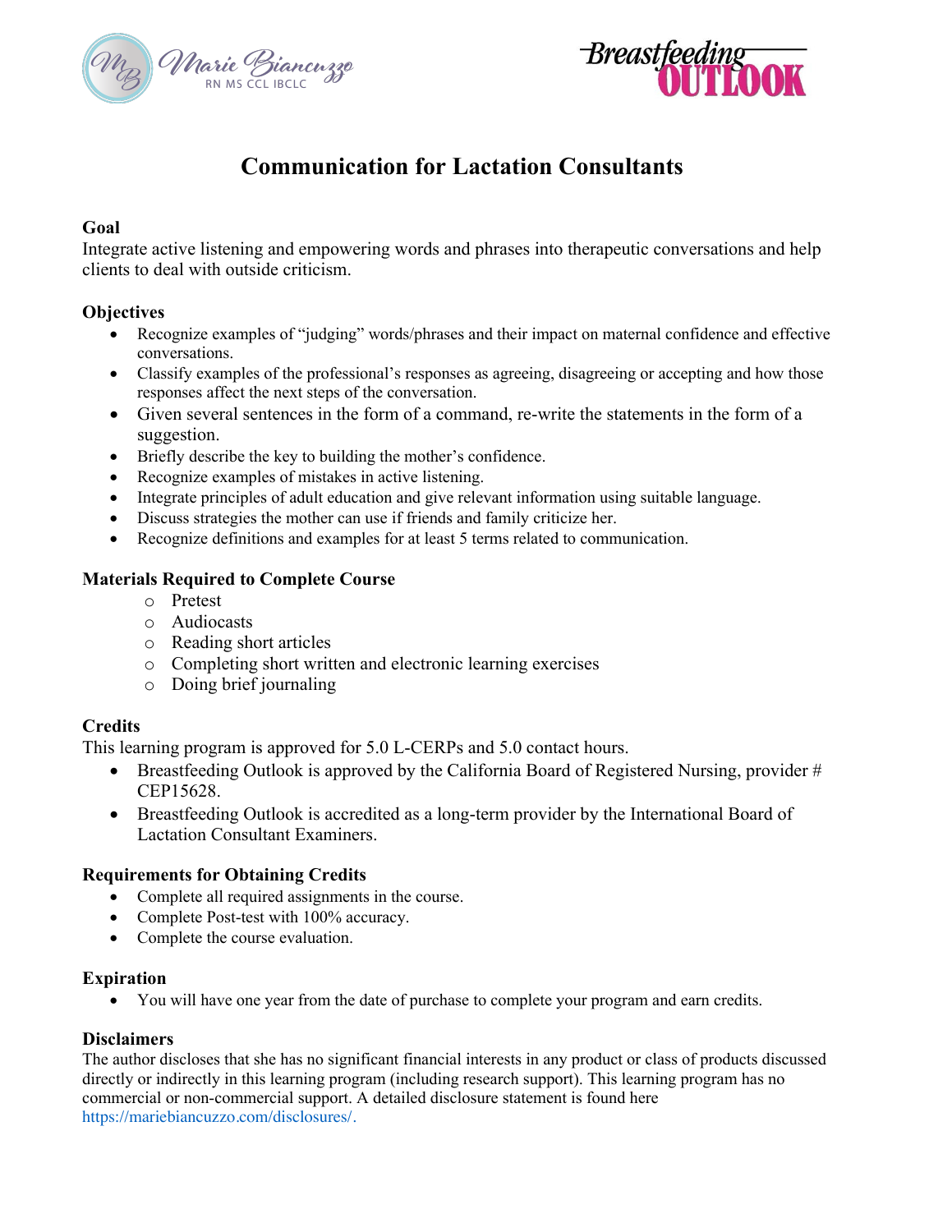# Communication for Lactation Consultants

## Goal

Integrate active listening and empowering words and phrases into therapeutic conversations and help clients to deal with outside criticism.

## Objectives

- Recognize examples of "judging" words/phrases and their impact on maternal confidence and effective conversations.
- Classify examples of the professional's responses as agreeing, disagreeing or accepting and how those responses affect the next steps of the conversation.
- Given several sentences in the form of a command, re-write the statements in the form of a suggestion.
- Briefly describe the key to building the mother's confidence.
- Recognize examples of mistakes in active listening.
- Integrate principles of adult education and give relevant information using suitable language.
- Discuss strategies the mother can use if friends and family criticize her.
- Recognize definitions and examples for at least 5 terms related to communication.

## Materials Required to Complete Course

- Pretest
- Audiocasts
- Reading short articles
- Completing short written and electronic learning exercises
- Doing brief journaling

## Credits

This learning program is approved for 5.0 L-CERPs and 5.0 contact hours.

- Breastfeeding Outlook is approved by the California Board of Registered Nursing, provider # CEP15628.
- Breastfeeding Outlook is accredited as a long-term provider by the International Board of Lactation Consultant Examiners.

## Requirements for Obtaining Credits

- Complete all required assignments in the course.
- Complete Post-test with 100% accuracy.
- Complete the course evaluation.

## Expiration

- You will have one year from the date of purchase to complete your program and earn credits.

## Disclaimers

The author discloses that she has no significant financial interests in any product or class of products discussed directly or indirectly in this learning program (including research support). This learning program has no commercial or non-commercial support. A detailed disclosure statement is found here https://mariebiancuzzo.com/disclosures/.